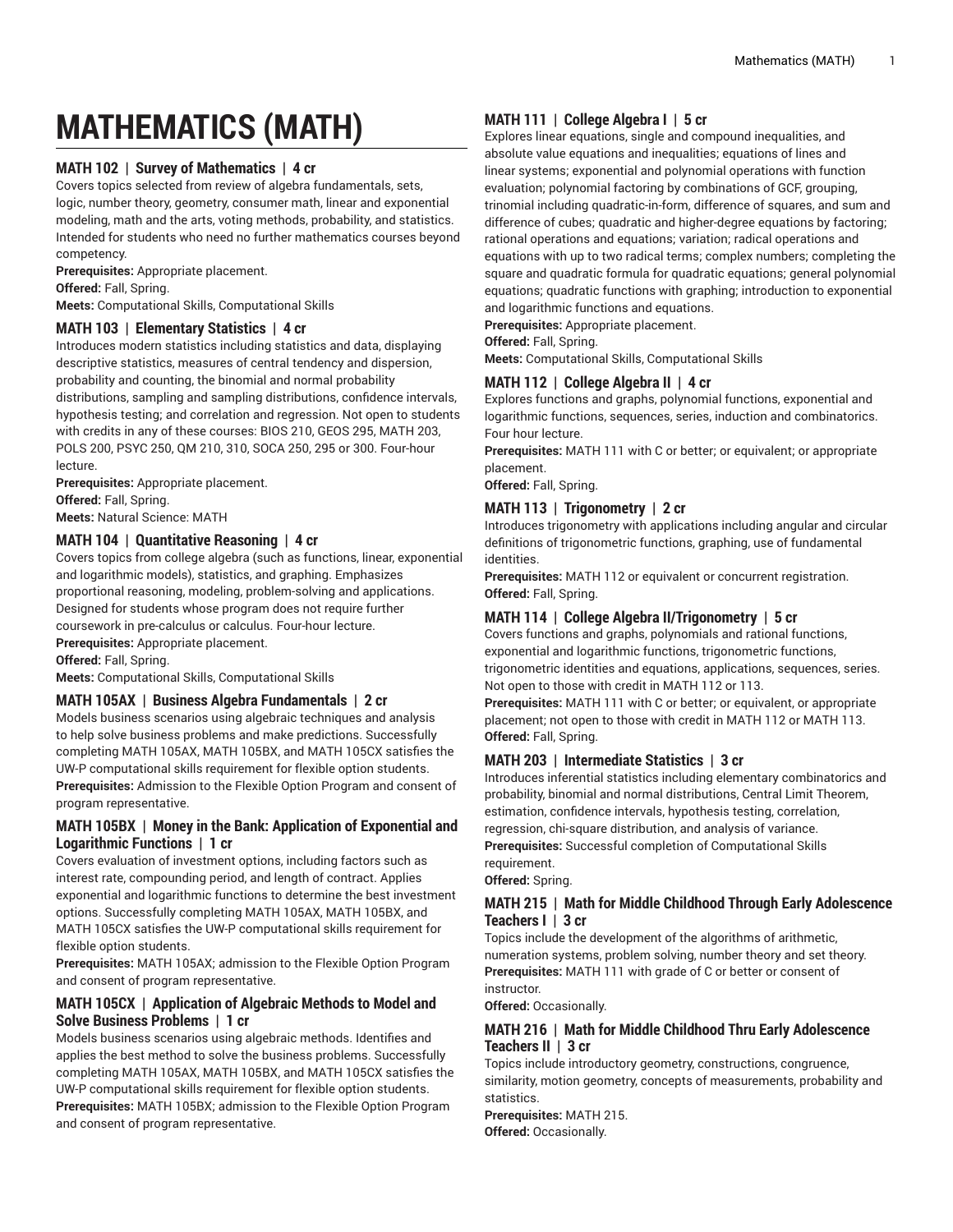# MATHEMATICS (MATH)

### MATH 102 | Survey of Mathematics | 4 cr

Covers topics selected from review of algebra fundamentals, sets, logic, number theory, geometry, consumer math, linear and exponential modeling, math and the arts, voting methods, probability, and statistics. Intended for students who need no further mathematics courses beyond competency.

**Prerequisites:** Appropriate placement.
**Offered:** Fall, Spring.
**Meets:** Computational Skills, Computational Skills

### MATH 103 | Elementary Statistics | 4 cr

Introduces modern statistics including statistics and data, displaying descriptive statistics, measures of central tendency and dispersion, probability and counting, the binomial and normal probability distributions, sampling and sampling distributions, confidence intervals, hypothesis testing; and correlation and regression. Not open to students with credits in any of these courses: BIOS 210, GEOS 295, MATH 203, POLS 200, PSYC 250, QM 210, 310, SOCA 250, 295 or 300. Four-hour lecture.

**Prerequisites:** Appropriate placement.
**Offered:** Fall, Spring.
**Meets:** Natural Science: MATH

### MATH 104 | Quantitative Reasoning | 4 cr

Covers topics from college algebra (such as functions, linear, exponential and logarithmic models), statistics, and graphing. Emphasizes proportional reasoning, modeling, problem-solving and applications. Designed for students whose program does not require further coursework in pre-calculus or calculus. Four-hour lecture.

**Prerequisites:** Appropriate placement.
**Offered:** Fall, Spring.
**Meets:** Computational Skills, Computational Skills

### MATH 105AX | Business Algebra Fundamentals | 2 cr

Models business scenarios using algebraic techniques and analysis to help solve business problems and make predictions. Successfully completing MATH 105AX, MATH 105BX, and MATH 105CX satisfies the UW-P computational skills requirement for flexible option students.

**Prerequisites:** Admission to the Flexible Option Program and consent of program representative.

### MATH 105BX | Money in the Bank: Application of Exponential and Logarithmic Functions | 1 cr

Covers evaluation of investment options, including factors such as interest rate, compounding period, and length of contract. Applies exponential and logarithmic functions to determine the best investment options. Successfully completing MATH 105AX, MATH 105BX, and MATH 105CX satisfies the UW-P computational skills requirement for flexible option students.

**Prerequisites:** MATH 105AX; admission to the Flexible Option Program and consent of program representative.

### MATH 105CX | Application of Algebraic Methods to Model and Solve Business Problems | 1 cr

Models business scenarios using algebraic methods. Identifies and applies the best method to solve the business problems. Successfully completing MATH 105AX, MATH 105BX, and MATH 105CX satisfies the UW-P computational skills requirement for flexible option students.

**Prerequisites:** MATH 105BX; admission to the Flexible Option Program and consent of program representative.

### MATH 111 | College Algebra I | 5 cr

Explores linear equations, single and compound inequalities, and absolute value equations and inequalities; equations of lines and linear systems; exponential and polynomial operations with function evaluation; polynomial factoring by combinations of GCF, grouping, trinomial including quadratic-in-form, difference of squares, and sum and difference of cubes; quadratic and higher-degree equations by factoring; rational operations and equations; variation; radical operations and equations with up to two radical terms; complex numbers; completing the square and quadratic formula for quadratic equations; general polynomial equations; quadratic functions with graphing; introduction to exponential and logarithmic functions and equations.

**Prerequisites:** Appropriate placement.
**Offered:** Fall, Spring.
**Meets:** Computational Skills, Computational Skills

### MATH 112 | College Algebra II | 4 cr

Explores functions and graphs, polynomial functions, exponential and logarithmic functions, sequences, series, induction and combinatorics. Four hour lecture.

**Prerequisites:** MATH 111 with C or better; or equivalent; or appropriate placement.
**Offered:** Fall, Spring.

### MATH 113 | Trigonometry | 2 cr

Introduces trigonometry with applications including angular and circular definitions of trigonometric functions, graphing, use of fundamental identities.

**Prerequisites:** MATH 112 or equivalent or concurrent registration.
**Offered:** Fall, Spring.

### MATH 114 | College Algebra II/Trigonometry | 5 cr

Covers functions and graphs, polynomials and rational functions, exponential and logarithmic functions, trigonometric functions, trigonometric identities and equations, applications, sequences, series. Not open to those with credit in MATH 112 or 113.

**Prerequisites:** MATH 111 with C or better; or equivalent, or appropriate placement; not open to those with credit in MATH 112 or MATH 113.
**Offered:** Fall, Spring.

### MATH 203 | Intermediate Statistics | 3 cr

Introduces inferential statistics including elementary combinatorics and probability, binomial and normal distributions, Central Limit Theorem, estimation, confidence intervals, hypothesis testing, correlation, regression, chi-square distribution, and analysis of variance.

**Prerequisites:** Successful completion of Computational Skills requirement.
**Offered:** Spring.

### MATH 215 | Math for Middle Childhood Through Early Adolescence Teachers I | 3 cr

Topics include the development of the algorithms of arithmetic, numeration systems, problem solving, number theory and set theory.

**Prerequisites:** MATH 111 with grade of C or better or consent of instructor.
**Offered:** Occasionally.

### MATH 216 | Math for Middle Childhood Thru Early Adolescence Teachers II | 3 cr

Topics include introductory geometry, constructions, congruence, similarity, motion geometry, concepts of measurements, probability and statistics.

**Prerequisites:** MATH 215.
**Offered:** Occasionally.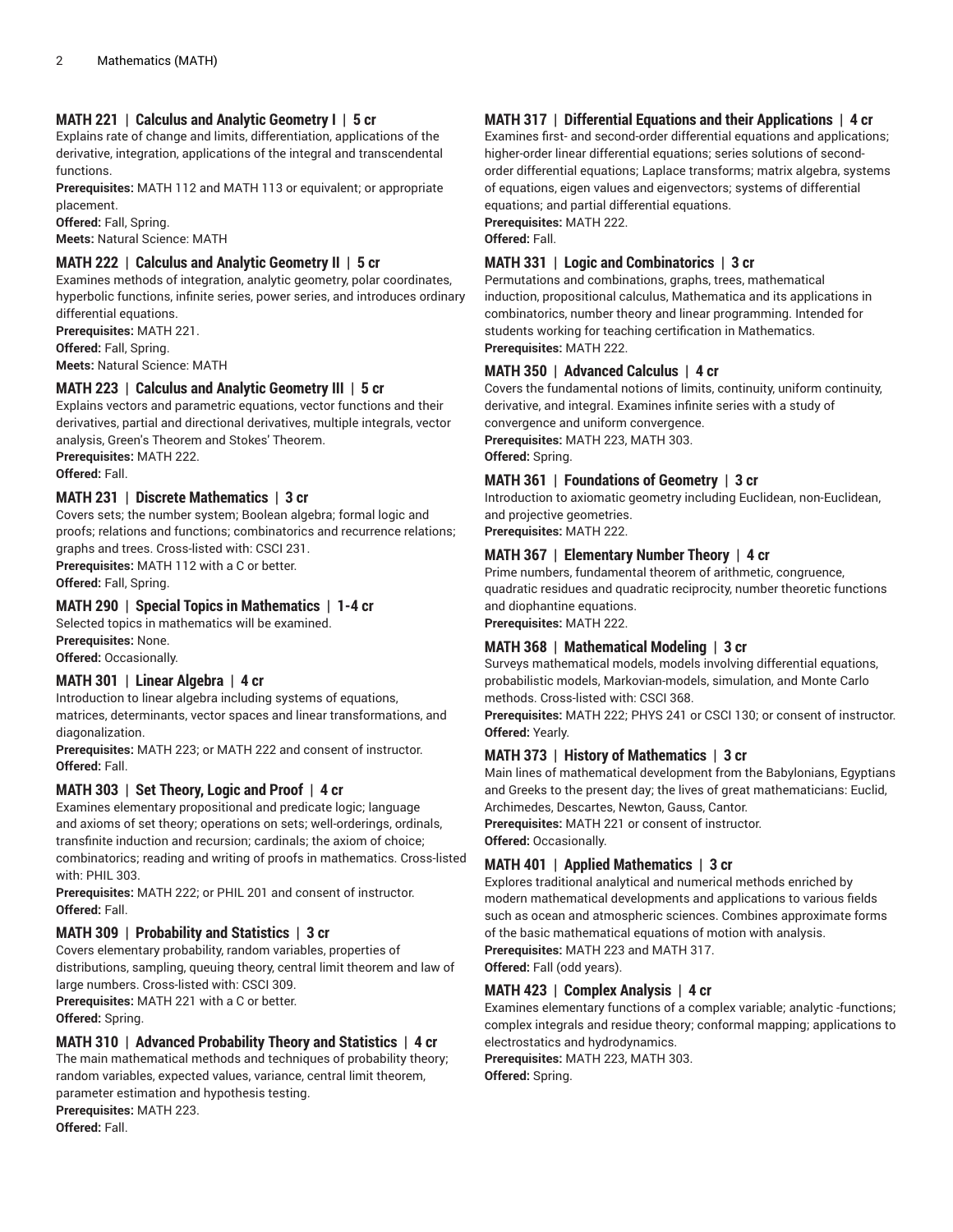### MATH 221 | Calculus and Analytic Geometry I | 5 cr

Explains rate of change and limits, differentiation, applications of the derivative, integration, applications of the integral and transcendental functions.

**Prerequisites:** MATH 112 and MATH 113 or equivalent; or appropriate placement.

**Offered:** Fall, Spring.

**Meets:** Natural Science: MATH

### MATH 222 | Calculus and Analytic Geometry II | 5 cr

Examines methods of integration, analytic geometry, polar coordinates, hyperbolic functions, infinite series, power series, and introduces ordinary differential equations.

**Prerequisites:** MATH 221.

**Offered:** Fall, Spring.

**Meets:** Natural Science: MATH

### MATH 223 | Calculus and Analytic Geometry III | 5 cr

Explains vectors and parametric equations, vector functions and their derivatives, partial and directional derivatives, multiple integrals, vector analysis, Green's Theorem and Stokes' Theorem.

**Prerequisites:** MATH 222.

**Offered:** Fall.

### MATH 231 | Discrete Mathematics | 3 cr

Covers sets; the number system; Boolean algebra; formal logic and proofs; relations and functions; combinatorics and recurrence relations; graphs and trees. Cross-listed with: CSCI 231.

**Prerequisites:** MATH 112 with a C or better.

**Offered:** Fall, Spring.

### MATH 290 | Special Topics in Mathematics | 1-4 cr

Selected topics in mathematics will be examined.

**Prerequisites:** None.

**Offered:** Occasionally.

### MATH 301 | Linear Algebra | 4 cr

Introduction to linear algebra including systems of equations, matrices, determinants, vector spaces and linear transformations, and diagonalization.

**Prerequisites:** MATH 223; or MATH 222 and consent of instructor.

**Offered:** Fall.

### MATH 303 | Set Theory, Logic and Proof | 4 cr

Examines elementary propositional and predicate logic; language and axioms of set theory; operations on sets; well-orderings, ordinals, transfinite induction and recursion; cardinals; the axiom of choice; combinatorics; reading and writing of proofs in mathematics. Cross-listed with: PHIL 303.

**Prerequisites:** MATH 222; or PHIL 201 and consent of instructor.

**Offered:** Fall.

### MATH 309 | Probability and Statistics | 3 cr

Covers elementary probability, random variables, properties of distributions, sampling, queuing theory, central limit theorem and law of large numbers. Cross-listed with: CSCI 309.

**Prerequisites:** MATH 221 with a C or better.

**Offered:** Spring.

### MATH 310 | Advanced Probability Theory and Statistics | 4 cr

The main mathematical methods and techniques of probability theory; random variables, expected values, variance, central limit theorem, parameter estimation and hypothesis testing.

**Prerequisites:** MATH 223.

**Offered:** Fall.

### MATH 317 | Differential Equations and their Applications | 4 cr

Examines first- and second-order differential equations and applications; higher-order linear differential equations; series solutions of second-order differential equations; Laplace transforms; matrix algebra, systems of equations, eigen values and eigenvectors; systems of differential equations; and partial differential equations.

**Prerequisites:** MATH 222.

**Offered:** Fall.

### MATH 331 | Logic and Combinatorics | 3 cr

Permutations and combinations, graphs, trees, mathematical induction, propositional calculus, Mathematica and its applications in combinatorics, number theory and linear programming. Intended for students working for teaching certification in Mathematics.

**Prerequisites:** MATH 222.

### MATH 350 | Advanced Calculus | 4 cr

Covers the fundamental notions of limits, continuity, uniform continuity, derivative, and integral. Examines infinite series with a study of convergence and uniform convergence.

**Prerequisites:** MATH 223, MATH 303.

**Offered:** Spring.

### MATH 361 | Foundations of Geometry | 3 cr

Introduction to axiomatic geometry including Euclidean, non-Euclidean, and projective geometries.

**Prerequisites:** MATH 222.

### MATH 367 | Elementary Number Theory | 4 cr

Prime numbers, fundamental theorem of arithmetic, congruence, quadratic residues and quadratic reciprocity, number theoretic functions and diophantine equations.

**Prerequisites:** MATH 222.

### MATH 368 | Mathematical Modeling | 3 cr

Surveys mathematical models, models involving differential equations, probabilistic models, Markovian-models, simulation, and Monte Carlo methods. Cross-listed with: CSCI 368.

**Prerequisites:** MATH 222; PHYS 241 or CSCI 130; or consent of instructor.

**Offered:** Yearly.

### MATH 373 | History of Mathematics | 3 cr

Main lines of mathematical development from the Babylonians, Egyptians and Greeks to the present day; the lives of great mathematicians: Euclid, Archimedes, Descartes, Newton, Gauss, Cantor.

**Prerequisites:** MATH 221 or consent of instructor.

**Offered:** Occasionally.

### MATH 401 | Applied Mathematics | 3 cr

Explores traditional analytical and numerical methods enriched by modern mathematical developments and applications to various fields such as ocean and atmospheric sciences. Combines approximate forms of the basic mathematical equations of motion with analysis.

**Prerequisites:** MATH 223 and MATH 317.

**Offered:** Fall (odd years).

### MATH 423 | Complex Analysis | 4 cr

Examines elementary functions of a complex variable; analytic -functions; complex integrals and residue theory; conformal mapping; applications to electrostatics and hydrodynamics.

**Prerequisites:** MATH 223, MATH 303.

**Offered:** Spring.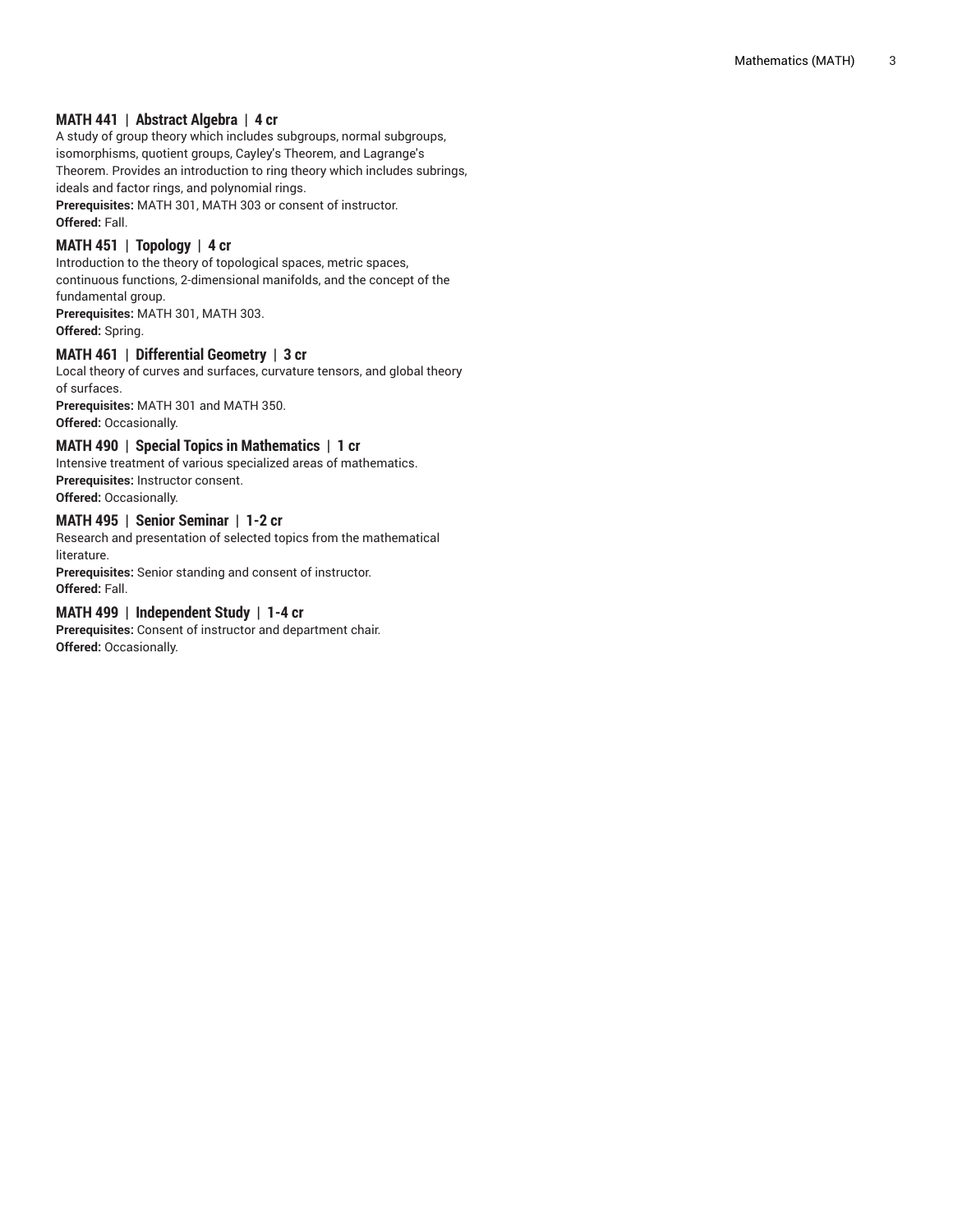#### MATH 441 | Abstract Algebra | 4 cr

A study of group theory which includes subgroups, normal subgroups, isomorphisms, quotient groups, Cayley's Theorem, and Lagrange's Theorem. Provides an introduction to ring theory which includes subrings, ideals and factor rings, and polynomial rings.
**Prerequisites:** MATH 301, MATH 303 or consent of instructor.
**Offered:** Fall.

#### MATH 451 | Topology | 4 cr

Introduction to the theory of topological spaces, metric spaces, continuous functions, 2-dimensional manifolds, and the concept of the fundamental group.
**Prerequisites:** MATH 301, MATH 303.
**Offered:** Spring.

#### MATH 461 | Differential Geometry | 3 cr

Local theory of curves and surfaces, curvature tensors, and global theory of surfaces.
**Prerequisites:** MATH 301 and MATH 350.
**Offered:** Occasionally.

#### MATH 490 | Special Topics in Mathematics | 1 cr

Intensive treatment of various specialized areas of mathematics.
**Prerequisites:** Instructor consent.
**Offered:** Occasionally.

#### MATH 495 | Senior Seminar | 1-2 cr

Research and presentation of selected topics from the mathematical literature.
**Prerequisites:** Senior standing and consent of instructor.
**Offered:** Fall.

#### MATH 499 | Independent Study | 1-4 cr

**Prerequisites:** Consent of instructor and department chair.
**Offered:** Occasionally.